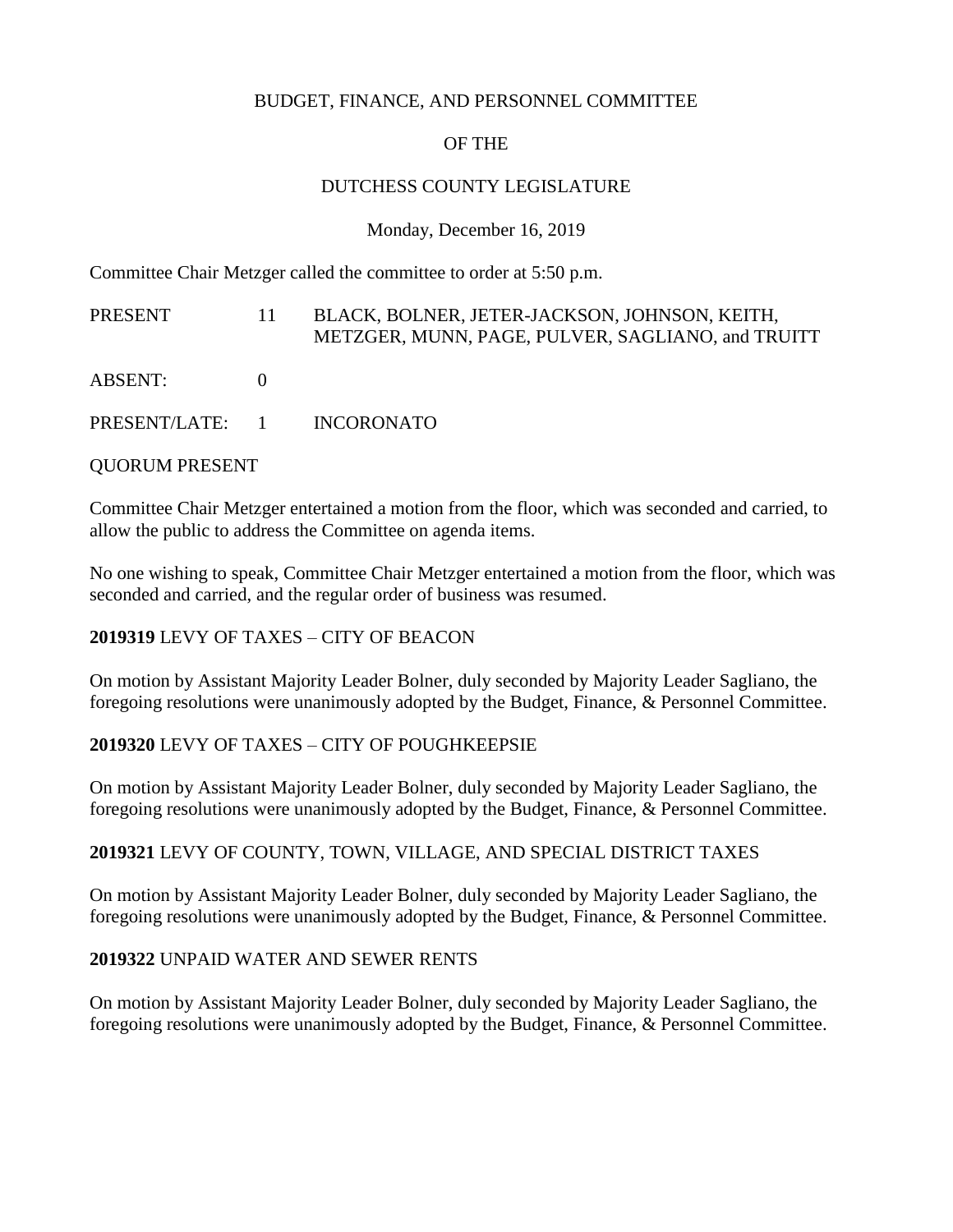BUDGET, FINANCE, AND PERSONNEL COMMITTEE

OF THE

DUTCHESS COUNTY LEGISLATURE

Monday, December 16, 2019

Committee Chair Metzger called the committee to order at 5:50 p.m.

| | | |
|---|---|---|
| PRESENT | 11 | BLACK, BOLNER, JETER-JACKSON, JOHNSON, KEITH, METZGER, MUNN, PAGE, PULVER, SAGLIANO, and TRUITT |
| ABSENT: | 0 | |
| PRESENT/LATE: | 1 | INCORONATO |

QUORUM PRESENT

Committee Chair Metzger entertained a motion from the floor, which was seconded and carried, to allow the public to address the Committee on agenda items.

No one wishing to speak, Committee Chair Metzger entertained a motion from the floor, which was seconded and carried, and the regular order of business was resumed.

**2019319** LEVY OF TAXES – CITY OF BEACON

On motion by Assistant Majority Leader Bolner, duly seconded by Majority Leader Sagliano, the foregoing resolutions were unanimously adopted by the Budget, Finance, & Personnel Committee.

**2019320** LEVY OF TAXES – CITY OF POUGHKEEPSIE

On motion by Assistant Majority Leader Bolner, duly seconded by Majority Leader Sagliano, the foregoing resolutions were unanimously adopted by the Budget, Finance, & Personnel Committee.

**2019321** LEVY OF COUNTY, TOWN, VILLAGE, AND SPECIAL DISTRICT TAXES

On motion by Assistant Majority Leader Bolner, duly seconded by Majority Leader Sagliano, the foregoing resolutions were unanimously adopted by the Budget, Finance, & Personnel Committee.

**2019322** UNPAID WATER AND SEWER RENTS

On motion by Assistant Majority Leader Bolner, duly seconded by Majority Leader Sagliano, the foregoing resolutions were unanimously adopted by the Budget, Finance, & Personnel Committee.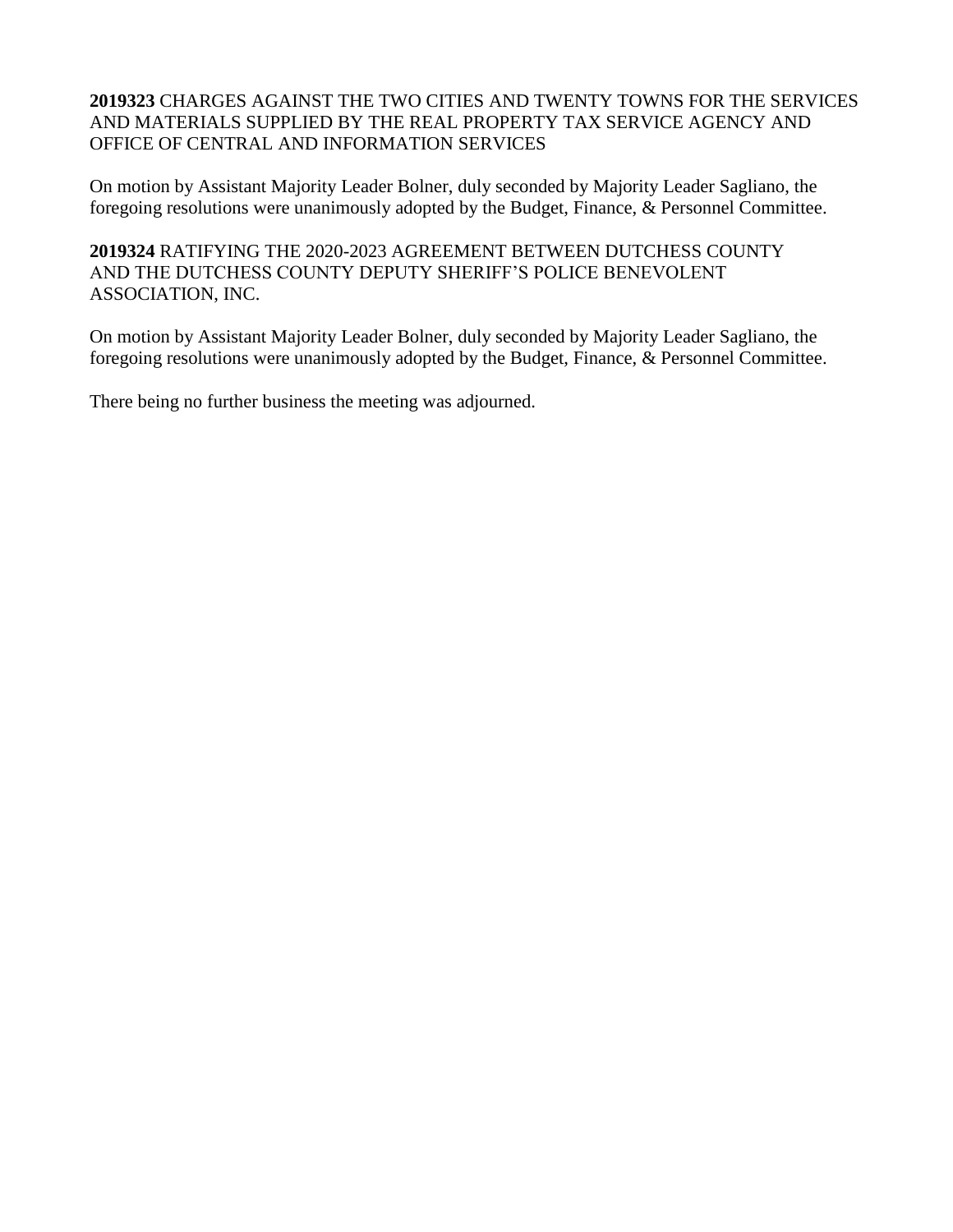**2019323** CHARGES AGAINST THE TWO CITIES AND TWENTY TOWNS FOR THE SERVICES AND MATERIALS SUPPLIED BY THE REAL PROPERTY TAX SERVICE AGENCY AND OFFICE OF CENTRAL AND INFORMATION SERVICES

On motion by Assistant Majority Leader Bolner, duly seconded by Majority Leader Sagliano, the foregoing resolutions were unanimously adopted by the Budget, Finance, & Personnel Committee.

**2019324** RATIFYING THE 2020-2023 AGREEMENT BETWEEN DUTCHESS COUNTY AND THE DUTCHESS COUNTY DEPUTY SHERIFF'S POLICE BENEVOLENT ASSOCIATION, INC.

On motion by Assistant Majority Leader Bolner, duly seconded by Majority Leader Sagliano, the foregoing resolutions were unanimously adopted by the Budget, Finance, & Personnel Committee.

There being no further business the meeting was adjourned.